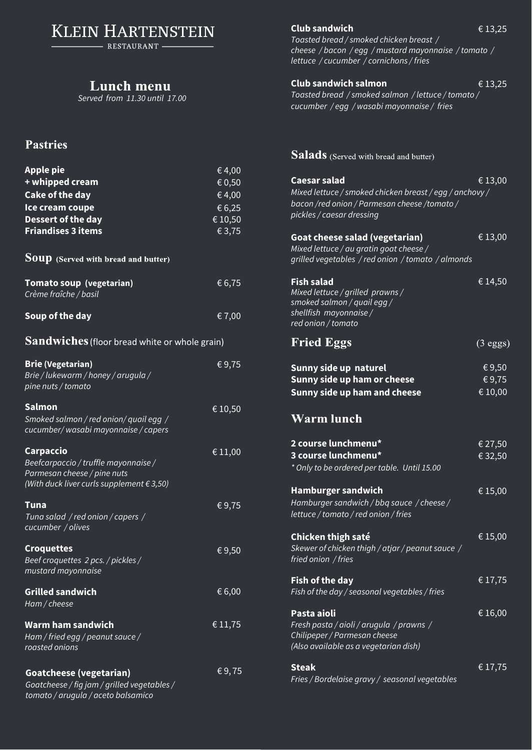# KLEIN HARTENSTEIN

RESTAURANT

## Lunch menu

*Served from 11.30 until 17.00*

## Pastries

| | |
|---|---|
| **Apple pie** | € 4,00 |
| **+ whipped cream** | € 0,50 |
| **Cake of the day** | € 4,00 |
| **Ice cream coupe** | € 6,25 |
| **Dessert of the day** | € 10,50 |
| **Friandises 3 items** | € 3,75 |

## Soup (Served with bread and butter)

**Tomato soup (vegetarian)** € 6,75
*Crème fraîche / basil*

**Soup of the day** € 7,00

## Sandwiches (floor bread white or whole grain)

**Brie (Vegetarian)** € 9,75
*Brie / lukewarm / honey / arugula / pine nuts / tomato*

**Salmon** € 10,50
*Smoked salmon / red onion/ quail egg / cucumber/ wasabi mayonnaise / capers*

**Carpaccio** € 11,00
*Beefcarpaccio / truffle mayonnaise / Parmesan cheese / pine nuts*
*(With duck liver curls supplement € 3,50)*

**Tuna** € 9,75
*Tuna salad / red onion / capers / cucumber / olives*

**Croquettes** € 9,50
*Beef croquettes 2 pcs. / pickles / mustard mayonnaise*

**Grilled sandwich** € 6,00
*Ham / cheese*

**Warm ham sandwich** € 11,75
*Ham / fried egg / peanut sauce / roasted onions*

**Goatcheese (vegetarian)** € 9, 75
*Goatcheese / fig jam / grilled vegetables / tomato / arugula / aceto balsamico*

**Club sandwich** € 13,25
*Toasted bread / smoked chicken breast / cheese / bacon / egg / mustard mayonnaise / tomato / lettuce / cucumber / cornichons / fries*

**Club sandwich salmon** € 13,25
*Toasted bread / smoked salmon / lettuce / tomato / cucumber / egg / wasabi mayonnaise / fries*

## Salads (Served with bread and butter)

**Caesar salad** € 13,00
*Mixed lettuce / smoked chicken breast / egg / anchovy / bacon /red onion / Parmesan cheese /tomato / pickles / caesar dressing*

**Goat cheese salad (vegetarian)** € 13,00
*Mixed lettuce / au gratin goat cheese / grilled vegetables / red onion / tomato / almonds*

**Fish salad** € 14,50
*Mixed lettuce / grilled prawns / smoked salmon / quail egg / shellfish mayonnaise / red onion / tomato*

## Fried Eggs (3 eggs)

| | |
|---|---|
| **Sunny side up naturel** | € 9,50 |
| **Sunny side up ham or cheese** | € 9,75 |
| **Sunny side up ham and cheese** | € 10,00 |

## Warm lunch

**2 course lunchmenu*** € 27,50
**3 course lunchmenu*** € 32,50
*\* Only to be ordered per table. Until 15.00*

**Hamburger sandwich** € 15,00
*Hamburger sandwich / bbq sauce / cheese / lettuce / tomato / red onion / fries*

**Chicken thigh saté** € 15,00
*Skewer of chicken thigh / atjar / peanut sauce / fried onion / fries*

**Fish of the day** € 17,75
*Fish of the day / seasonal vegetables / fries*

**Pasta aioli** € 16,00
*Fresh pasta / aioli / arugula / prawns / Chilipeper / Parmesan cheese*
*(Also available as a vegetarian dish)*

**Steak** € 17,75
*Fries / Bordelaise gravy / seasonal vegetables*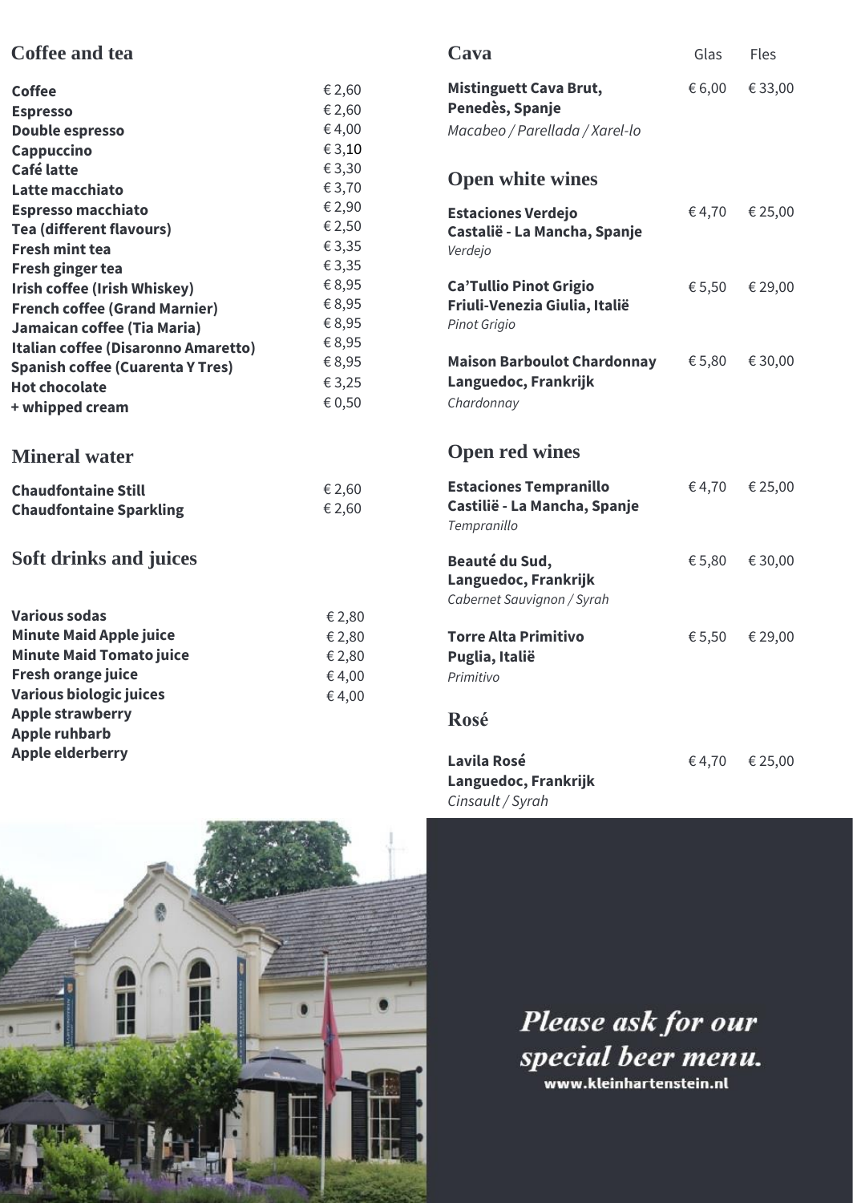## Coffee and tea

| | |
|---|---|
| **Coffee** | € 2,60 |
| **Espresso** | € 2,60 |
| **Double espresso** | € 4,00 |
| **Cappuccino** | € 3,10 |
| **Café latte** | € 3,30 |
| **Latte macchiato** | € 3,70 |
| **Espresso macchiato** | € 2,90 |
| **Tea (different flavours)** | € 2,50 |
| **Fresh mint tea** | € 3,35 |
| **Fresh ginger tea** | € 3,35 |
| **Irish coffee (Irish Whiskey)** | € 8,95 |
| **French coffee (Grand Marnier)** | € 8,95 |
| **Jamaican coffee (Tia Maria)** | € 8,95 |
| **Italian coffee (Disaronno Amaretto)** | € 8,95 |
| **Spanish coffee (Cuarenta Y Tres)** | € 8,95 |
| **Hot chocolate** | € 3,25 |
| **+ whipped cream** | € 0,50 |

## Mineral water

| | |
|---|---|
| **Chaudfontaine Still** | € 2,60 |
| **Chaudfontaine Sparkling** | € 2,60 |

## Soft drinks and juices

| | |
|---|---|
| **Various sodas** | € 2,80 |
| **Minute Maid Apple juice** | € 2,80 |
| **Minute Maid Tomato juice** | € 2,80 |
| **Fresh orange juice** | € 4,00 |
| **Various biologic juices** | € 4,00 |
| **Apple strawberry** | |
| **Apple ruhbarb** | |
| **Apple elderberry** | |

## Cava

| | Glas | Fles |
|---|---|---|
| **Mistinguett Cava Brut, Penedès, Spanje** *Macabeo / Parellada / Xarel-lo* | € 6,00 | € 33,00 |

## Open white wines

| | Glas | Fles |
|---|---|---|
| **Estaciones Verdejo Castalië - La Mancha, Spanje** *Verdejo* | € 4,70 | € 25,00 |
| **Ca'Tullio Pinot Grigio Friuli-Venezia Giulia, Italië** *Pinot Grigio* | € 5,50 | € 29,00 |
| **Maison Barboulot Chardonnay Languedoc, Frankrijk** *Chardonnay* | € 5,80 | € 30,00 |

## Open red wines

| | Glas | Fles |
|---|---|---|
| **Estaciones Tempranillo Castilië - La Mancha, Spanje** *Tempranillo* | € 4,70 | € 25,00 |
| **Beauté du Sud, Languedoc, Frankrijk** *Cabernet Sauvignon / Syrah* | € 5,80 | € 30,00 |
| **Torre Alta Primitivo Puglia, Italië** *Primitivo* | € 5,50 | € 29,00 |

## Rosé

| | Glas | Fles |
|---|---|---|
| **Lavila Rosé Languedoc, Frankrijk** *Cinsault / Syrah* | € 4,70 | € 25,00 |

*Please ask for our special beer menu.*

**www.kleinhartenstein.nl**